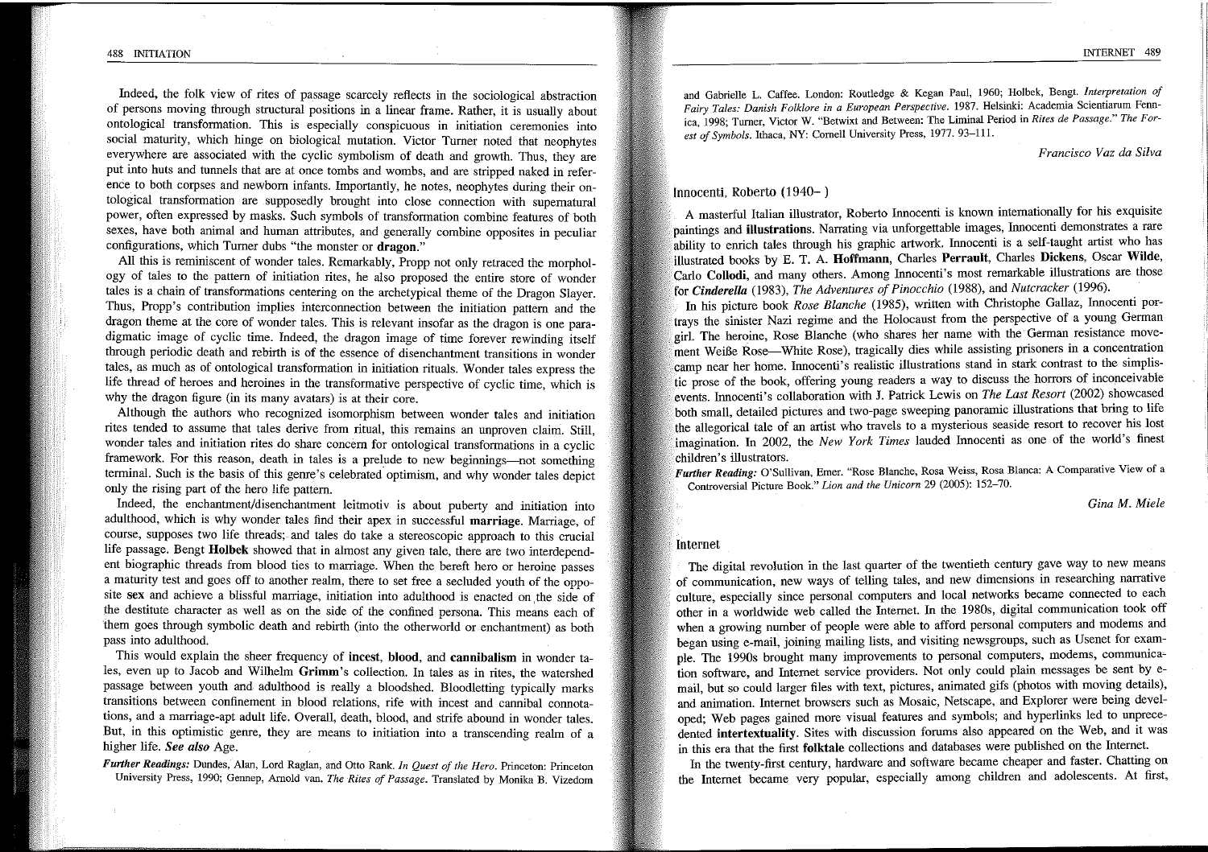Indeed, the folk view of rites of passage scarcely reflects in the sociological abstraction of persons moving through structural positions in a linear frame. Rather, it is usually about ontological transformation. This is especially conspicuous in initiation ceremonies into social maturity, which hinge on biological mutation. Victor Turner noted that neophytes everywhere are associated with the cyclic symbolism of death and growth. Thus, they are put into huts and tunnels that are at once tombs and wombs, and are stripped naked in reference to both corpses and newborn infants. Importantly, he notes, neophytes during their ontological transformation are supposedly brought into close connection with supernatural power, often expressed by masks. Such symbols of transformation combine features of both sexes, have both animal and human attributes, and generally combine opposites in peculiar configurations, which Turner dubs "the monster or **dragon**."

All this is reminiscent of wonder tales. Remarkably, Propp not only retraced the morphology of tales to the pattern of initiation rites, he also proposed the entire store of wonder tales is a chain of transformations centering on the archetypical theme of the Dragon Slayer. Thus, Propp's contribution implies interconnection between the initiation pattern and the dragon theme at the core of wonder tales. This is relevant insofar as the dragon is one paradigmatic image of cyclic time. Indeed, the dragon image of time forever rewinding itself through periodic death and rebirth is of the essence of disenchantment transitions in wonder tales, as much as of ontological transformation in initiation rituals. Wonder tales express the life thread of heroes and heroines in the transformative perspective of cyclic time, which is why the dragon figure (in its many avatars) is at their core.

Although the authors who recognized isomorphism between wonder tales and initiation rites tended to assume that tales derive from ritual, this remains an unproven claim. Still, wonder tales and initiation rites do share concern for ontological transformations in a cyclic framework. For this reason, death in tales is a prelude to new beginnings—not something terminal. Such is the basis of this genre's celebrated optimism, and why wonder tales depict only the rising part of the hero life pattern.

Indeed, the enchantment/disenchantment leitmotiv is about puberty and initiation into adulthood, which is why wonder tales find their apex in successful **marriage**. Marriage, of course, supposes two life threads; and tales do take a stereoscopic approach to this crucial life passage. Bengt **Holbek** showed that in almost any given tale, there are two interdependent biographic threads from blood ties to marriage. When the bereft hero or heroine passes a maturity test and goes off to another realm, there to set free a secluded youth of the opposite **sex** and achieve a blissful marriage, initiation into adulthood is enacted on the side of the destitute character as well as on the side of the confined persona. This means each of them goes through symbolic death and rebirth (into the otherworld or enchantment) as both pass into adulthood.

This would explain the sheer frequency of **incest**, **blood**, and **cannibalism** in wonder tales, even up to Jacob and Wilhelm **Grimm**'s collection. In tales as in rites, the watershed passage between youth and adulthood is really a bloodshed. Bloodletting typically marks transitions between confinement in blood relations, rife with incest and cannibal connotations, and a marriage-apt adult life. Overall, death, blood, and strife abound in wonder tales. But, in this optimistic genre, they are means to initiation into a transcending realm of a higher life. ***See also*** Age.

***Further Readings:*** Dundes, Alan, Lord Raglan, and Otto Rank. *In Quest of the Hero*. Princeton: Princeton University Press, 1990; Gennep, Arnold van. *The Rites of Passage*. Translated by Monika B. Vizedom and Gabrielle L. Caffee. London: Routledge & Kegan Paul, 1960; Holbek, Bengt. *Interpretation of Fairy Tales: Danish Folklore in a European Perspective*. 1987. Helsinki: Academia Scientiarum Fennica, 1998; Turner, Victor W. "Betwixt and Between: The Liminal Period in *Rites de Passage*." *The Forest of Symbols*. Ithaca, NY: Cornell University Press, 1977. 93–111.

*Francisco Vaz da Silva*

## Innocenti, Roberto (1940– )

A masterful Italian illustrator, Roberto Innocenti is known internationally for his exquisite paintings and **illustrations**. Narrating via unforgettable images, Innocenti demonstrates a rare ability to enrich tales through his graphic artwork. Innocenti is a self-taught artist who has illustrated books by E. T. A. **Hoffmann**, Charles **Perrault**, Charles **Dickens**, Oscar **Wilde**, Carlo **Collodi**, and many others. Among Innocenti's most remarkable illustrations are those for ***Cinderella*** (1983), *The Adventures of Pinocchio* (1988), and *Nutcracker* (1996).

In his picture book *Rose Blanche* (1985), written with Christophe Gallaz, Innocenti portrays the sinister Nazi regime and the Holocaust from the perspective of a young German girl. The heroine, Rose Blanche (who shares her name with the German resistance movement Weiße Rose—White Rose), tragically dies while assisting prisoners in a concentration camp near her home. Innocenti's realistic illustrations stand in stark contrast to the simplistic prose of the book, offering young readers a way to discuss the horrors of inconceivable events. Innocenti's collaboration with J. Patrick Lewis on *The Last Resort* (2002) showcased both small, detailed pictures and two-page sweeping panoramic illustrations that bring to life the allegorical tale of an artist who travels to a mysterious seaside resort to recover his lost imagination. In 2002, the *New York Times* lauded Innocenti as one of the world's finest children's illustrators.

***Further Reading:*** O'Sullivan, Emer. "Rose Blanche, Rosa Weiss, Rosa Blanca: A Comparative View of a Controversial Picture Book." *Lion and the Unicorn* 29 (2005): 152–70.

*Gina M. Miele*

## Internet

The digital revolution in the last quarter of the twentieth century gave way to new means of communication, new ways of telling tales, and new dimensions in researching narrative culture, especially since personal computers and local networks became connected to each other in a worldwide web called the Internet. In the 1980s, digital communication took off when a growing number of people were able to afford personal computers and modems and began using e-mail, joining mailing lists, and visiting newsgroups, such as Usenet for example. The 1990s brought many improvements to personal computers, modems, communication software, and Internet service providers. Not only could plain messages be sent by e-mail, but so could larger files with text, pictures, animated gifs (photos with moving details), and animation. Internet browsers such as Mosaic, Netscape, and Explorer were being developed; Web pages gained more visual features and symbols; and hyperlinks led to unprecedented **intertextuality**. Sites with discussion forums also appeared on the Web, and it was in this era that the first **folktale** collections and databases were published on the Internet.

In the twenty-first century, hardware and software became cheaper and faster. Chatting on the Internet became very popular, especially among children and adolescents. At first,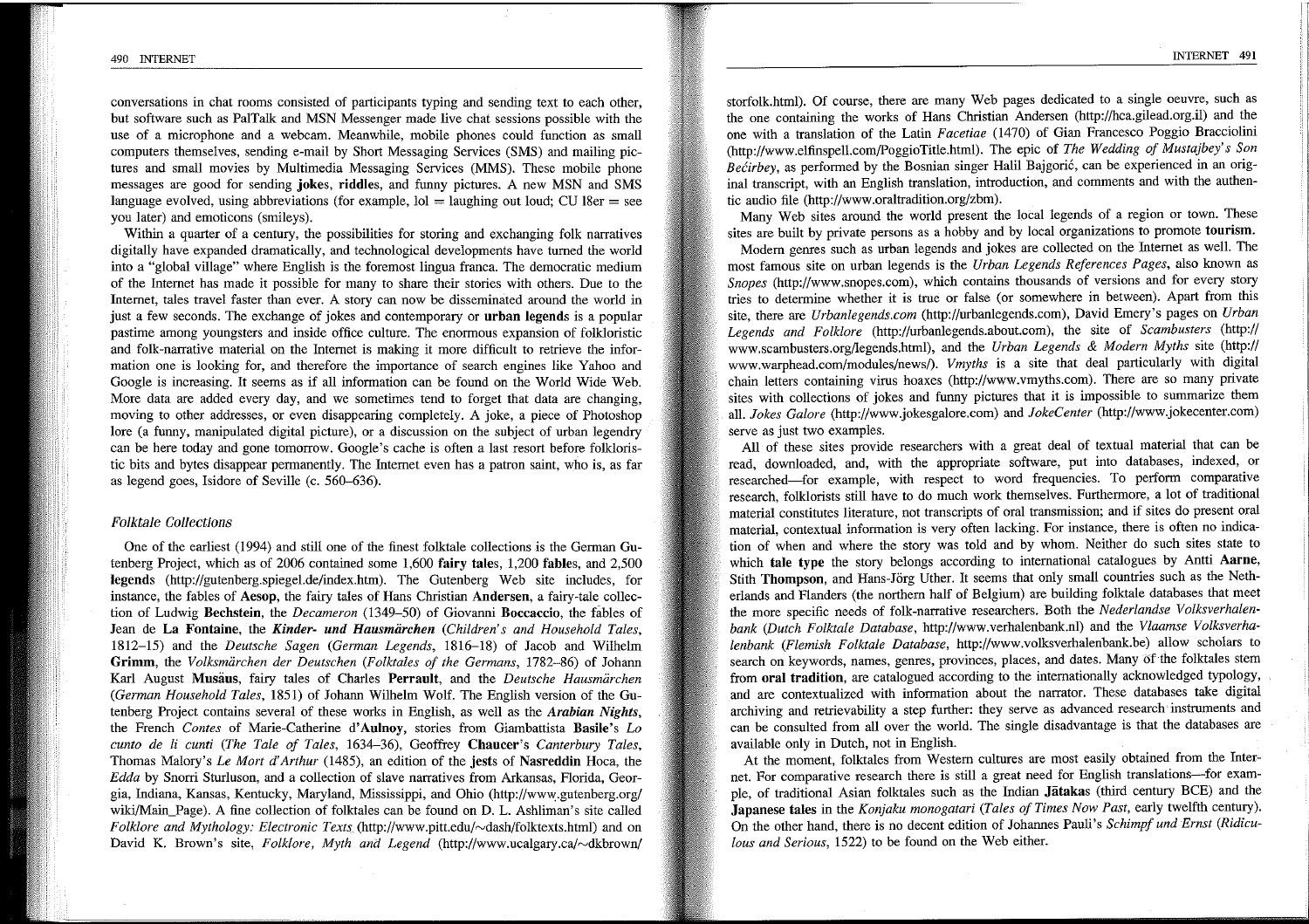conversations in chat rooms consisted of participants typing and sending text to each other, but software such as PalTalk and MSN Messenger made live chat sessions possible with the use of a microphone and a webcam. Meanwhile, mobile phones could function as small computers themselves, sending e-mail by Short Messaging Services (SMS) and mailing pictures and small movies by Multimedia Messaging Services (MMS). These mobile phone messages are good for sending **jokes**, **riddles**, and funny pictures. A new MSN and SMS language evolved, using abbreviations (for example, lol = laughing out loud; CU l8er = see you later) and emoticons (smileys).

Within a quarter of a century, the possibilities for storing and exchanging folk narratives digitally have expanded dramatically, and technological developments have turned the world into a "global village" where English is the foremost lingua franca. The democratic medium of the Internet has made it possible for many to share their stories with others. Due to the Internet, tales travel faster than ever. A story can now be disseminated around the world in just a few seconds. The exchange of jokes and contemporary or **urban legends** is a popular pastime among youngsters and inside office culture. The enormous expansion of folkloristic and folk-narrative material on the Internet is making it more difficult to retrieve the information one is looking for, and therefore the importance of search engines like Yahoo and Google is increasing. It seems as if all information can be found on the World Wide Web. More data are added every day, and we sometimes tend to forget that data are changing, moving to other addresses, or even disappearing completely. A joke, a piece of Photoshop lore (a funny, manipulated digital picture), or a discussion on the subject of urban legendry can be here today and gone tomorrow. Google's cache is often a last resort before folkloristic bits and bytes disappear permanently. The Internet even has a patron saint, who is, as far as legend goes, Isidore of Seville (c. 560–636).

### *Folktale Collections*

One of the earliest (1994) and still one of the finest folktale collections is the German Gutenberg Project, which as of 2006 contained some 1,600 **fairy tales**, 1,200 **fables**, and 2,500 **legends** (http://gutenberg.spiegel.de/index.htm). The Gutenberg Web site includes, for instance, the fables of **Aesop**, the fairy tales of Hans Christian **Andersen**, a fairy-tale collection of Ludwig **Bechstein**, the *Decameron* (1349–50) of Giovanni **Boccaccio**, the fables of Jean de **La Fontaine**, the ***Kinder- und Hausmärchen*** (*Children's and Household Tales*, 1812–15) and the *Deutsche Sagen* (*German Legends*, 1816–18) of Jacob and Wilhelm **Grimm**, the *Volksmärchen der Deutschen* (*Folktales of the Germans*, 1782–86) of Johann Karl August **Musäus**, fairy tales of Charles **Perrault**, and the *Deutsche Hausmärchen* (*German Household Tales*, 1851) of Johann Wilhelm Wolf. The English version of the Gutenberg Project contains several of these works in English, as well as the ***Arabian Nights***, the French *Contes* of Marie-Catherine d'**Aulnoy**, stories from Giambattista **Basile**'s *Lo cunto de li cunti* (*The Tale of Tales*, 1634–36), Geoffrey **Chaucer**'s *Canterbury Tales*, Thomas Malory's *Le Mort d'Arthur* (1485), an edition of the **jests** of **Nasreddin** Hoca, the *Edda* by Snorri Sturluson, and a collection of slave narratives from Arkansas, Florida, Georgia, Indiana, Kansas, Kentucky, Maryland, Mississippi, and Ohio (http://www.gutenberg.org/wiki/Main_Page). A fine collection of folktales can be found on D. L. Ashliman's site called *Folklore and Mythology: Electronic Texts* (http://www.pitt.edu/~dash/folktexts.html) and on David K. Brown's site, *Folklore, Myth and Legend* (http://www.ucalgary.ca/~dkbrown/storfolk.html). Of course, there are many Web pages dedicated to a single oeuvre, such as the one containing the works of Hans Christian Andersen (http://hca.gilead.org.il) and the one with a translation of the Latin *Facetiae* (1470) of Gian Francesco Poggio **Bracciolini** (http://www.elfinspell.com/PoggioTitle.html). The epic of *The Wedding of Mustajbey's Son Bećirbey*, as performed by the Bosnian singer Halil Bajgorić, can be experienced in an original transcript, with an English translation, introduction, and comments and with the authentic audio file (http://www.oraltradition.org/zbm).

Many Web sites around the world present the local legends of a region or town. These sites are built by private persons as a hobby and by local organizations to promote **tourism**.

Modern genres such as urban legends and jokes are collected on the Internet as well. The most famous site on urban legends is the *Urban Legends References Pages*, also known as *Snopes* (http://www.snopes.com), which contains thousands of versions and for every story tries to determine whether it is true or false (or somewhere in between). Apart from this site, there are *Urbanlegends.com* (http://urbanlegends.com), David Emery's pages on *Urban Legends and Folklore* (http://urbanlegends.about.com), the site of *Scambusters* (http://www.scambusters.org/legends.html), and the *Urban Legends & Modern Myths* site (http://www.warphead.com/modules/news/). *Vmyths* is a site that deal particularly with digital chain letters containing virus hoaxes (http://www.vmyths.com). There are so many private sites with collections of jokes and funny pictures that it is impossible to summarize them all. *Jokes Galore* (http://www.jokesgalore.com) and *JokeCenter* (http://www.jokecenter.com) serve as just two examples.

All of these sites provide researchers with a great deal of textual material that can be read, downloaded, and, with the appropriate software, put into databases, indexed, or researched—for example, with respect to word frequencies. To perform comparative research, folklorists still have to do much work themselves. Furthermore, a lot of traditional material constitutes literature, not transcripts of oral transmission; and if sites do present oral material, contextual information is very often lacking. For instance, there is often no indication of when and where the story was told and by whom. Neither do such sites state to which **tale type** the story belongs according to international catalogues by Antti **Aarne**, Stith **Thompson**, and Hans-Jörg Uther. It seems that only small countries such as the Netherlands and Flanders (the northern half of Belgium) are building folktale databases that meet the more specific needs of folk-narrative researchers. Both the *Nederlandse Volksverhalenbank* (*Dutch Folktale Database*, http://www.verhalenbank.nl) and the *Vlaamse Volksverhalenbank* (*Flemish Folktale Database*, http://www.volksverhalenbank.be) allow scholars to search on keywords, names, genres, provinces, places, and dates. Many of the folktales stem from **oral tradition**, are catalogued according to the internationally acknowledged typology, and are contextualized with information about the narrator. These databases take digital archiving and retrievability a step further: they serve as advanced research instruments and can be consulted from all over the world. The single disadvantage is that the databases are available only in Dutch, not in English.

At the moment, folktales from Western cultures are most easily obtained from the Internet. For comparative research there is still a great need for English translations—for example, of traditional Asian folktales such as the Indian **Jātakas** (third century BCE) and the **Japanese tales** in the *Konjaku monogatari* (*Tales of Times Now Past*, early twelfth century). On the other hand, there is no decent edition of Johannes Pauli's *Schimpf und Ernst* (*Ridiculous and Serious*, 1522) to be found on the Web either.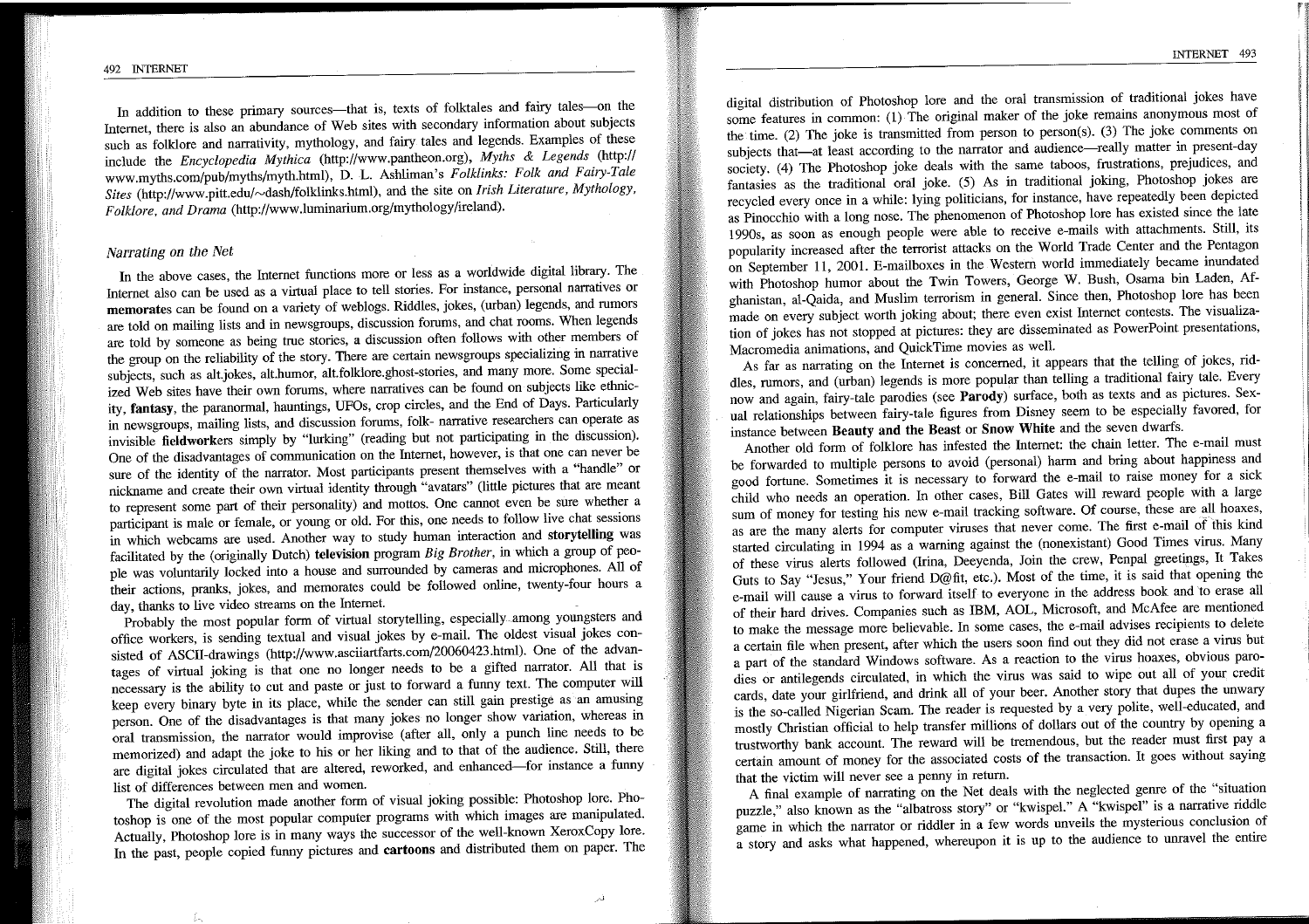In addition to these primary sources—that is, texts of folktales and fairy tales—on the Internet, there is also an abundance of Web sites with secondary information about subjects such as folklore and narrativity, mythology, and fairy tales and legends. Examples of these include the *Encyclopedia Mythica* (http://www.pantheon.org), *Myths & Legends* (http://www.myths.com/pub/myths/myth.html), D. L. Ashliman's *Folklinks: Folk and Fairy-Tale Sites* (http://www.pitt.edu/~dash/folklinks.html), and the site on *Irish Literature, Mythology, Folklore, and Drama* (http://www.luminarium.org/mythology/ireland).

### Narrating on the Net

In the above cases, the Internet functions more or less as a worldwide digital library. The Internet also can be used as a virtual place to tell stories. For instance, personal narratives or **memorate**s can be found on a variety of weblogs. Riddles, jokes, (urban) legends, and rumors are told on mailing lists and in newsgroups, discussion forums, and chat rooms. When legends are told by someone as being true stories, a discussion often follows with other members of the group on the reliability of the story. There are certain newsgroups specializing in narrative subjects, such as alt.jokes, alt.humor, alt.folklore.ghost-stories, and many more. Some specialized Web sites have their own forums, where narratives can be found on subjects like ethnicity, **fantasy**, the paranormal, hauntings, UFOs, crop circles, and the End of Days. Particularly in newsgroups, mailing lists, and discussion forums, folk- narrative researchers can operate as invisible **fieldworker**s simply by "lurking" (reading but not participating in the discussion). One of the disadvantages of communication on the Internet, however, is that one can never be sure of the identity of the narrator. Most participants present themselves with a "handle" or nickname and create their own virtual identity through "avatars" (little pictures that are meant to represent some part of their personality) and mottos. One cannot even be sure whether a participant is male or female, or young or old. For this, one needs to follow live chat sessions in which webcams are used. Another way to study human interaction and **storytelling** was facilitated by the (originally Dutch) **television** program *Big Brother*, in which a group of people was voluntarily locked into a house and surrounded by cameras and microphones. All of their actions, pranks, jokes, and memorates could be followed online, twenty-four hours a day, thanks to live video streams on the Internet.

Probably the most popular form of virtual storytelling, especially among youngsters and office workers, is sending textual and visual jokes by e-mail. The oldest visual jokes consisted of ASCII-drawings (http://www.asciiartfarts.com/20060423.html). One of the advantages of virtual joking is that one no longer needs to be a gifted narrator. All that is necessary is the ability to cut and paste or just to forward a funny text. The computer will keep every binary byte in its place, while the sender can still gain prestige as an amusing person. One of the disadvantages is that many jokes no longer show variation, whereas in oral transmission, the narrator would improvise (after all, only a punch line needs to be memorized) and adapt the joke to his or her liking and to that of the audience. Still, there are digital jokes circulated that are altered, reworked, and enhanced—for instance a funny list of differences between men and women.

The digital revolution made another form of visual joking possible: Photoshop lore. Photoshop is one of the most popular computer programs with which images are manipulated. Actually, Photoshop lore is in many ways the successor of the well-known XeroxCopy lore. In the past, people copied funny pictures and **cartoons** and distributed them on paper. The digital distribution of Photoshop lore and the oral transmission of traditional jokes have some features in common: (1) The original maker of the joke remains anonymous most of the time. (2) The joke is transmitted from person to person(s). (3) The joke comments on subjects that—at least according to the narrator and audience—really matter in present-day society. (4) The Photoshop joke deals with the same taboos, frustrations, prejudices, and fantasies as the traditional oral joke. (5) As in traditional joking, Photoshop jokes are recycled every once in a while: lying politicians, for instance, have repeatedly been depicted as Pinocchio with a long nose. The phenomenon of Photoshop lore has existed since the late 1990s, as soon as enough people were able to receive e-mails with attachments. Still, its popularity increased after the terrorist attacks on the World Trade Center and the Pentagon on September 11, 2001. E-mailboxes in the Western world immediately became inundated with Photoshop humor about the Twin Towers, George W. Bush, Osama bin Laden, Afghanistan, al-Qaida, and Muslim terrorism in general. Since then, Photoshop lore has been made on every subject worth joking about; there even exist Internet contests. The visualization of jokes has not stopped at pictures: they are disseminated as PowerPoint presentations, Macromedia animations, and QuickTime movies as well.

As far as narrating on the Internet is concerned, it appears that the telling of jokes, riddles, rumors, and (urban) legends is more popular than telling a traditional fairy tale. Every now and again, fairy-tale parodies (see **Parody**) surface, both as texts and as pictures. Sexual relationships between fairy-tale figures from Disney seem to be especially favored, for instance between **Beauty and the Beast** or **Snow White** and the seven dwarfs.

Another old form of folklore has infested the Internet: the chain letter. The e-mail must be forwarded to multiple persons to avoid (personal) harm and bring about happiness and good fortune. Sometimes it is necessary to forward the e-mail to raise money for a sick child who needs an operation. In other cases, Bill Gates will reward people with a large sum of money for testing his new e-mail tracking software. Of course, these are all hoaxes, as are the many alerts for computer viruses that never come. The first e-mail of this kind started circulating in 1994 as a warning against the (nonexistant) Good Times virus. Many of these virus alerts followed (Irina, Deeyenda, Join the crew, Penpal greetings, It Takes Guts to Say "Jesus," Your friend D@fit, etc.). Most of the time, it is said that opening the e-mail will cause a virus to forward itself to everyone in the address book and to erase all of their hard drives. Companies such as IBM, AOL, Microsoft, and McAfee are mentioned to make the message more believable. In some cases, the e-mail advises recipients to delete a certain file when present, after which the users soon find out they did not erase a virus but a part of the standard Windows software. As a reaction to the virus hoaxes, obvious parodies or antilegends circulated, in which the virus was said to wipe out all of your credit cards, date your girlfriend, and drink all of your beer. Another story that dupes the unwary is the so-called Nigerian Scam. The reader is requested by a very polite, well-educated, and mostly Christian official to help transfer millions of dollars out of the country by opening a trustworthy bank account. The reward will be tremendous, but the reader must first pay a certain amount of money for the associated costs of the transaction. It goes without saying that the victim will never see a penny in return.

A final example of narrating on the Net deals with the neglected genre of the "situation puzzle," also known as the "albatross story" or "kwispel." A "kwispel" is a narrative riddle game in which the narrator or riddler in a few words unveils the mysterious conclusion of a story and asks what happened, whereupon it is up to the audience to unravel the entire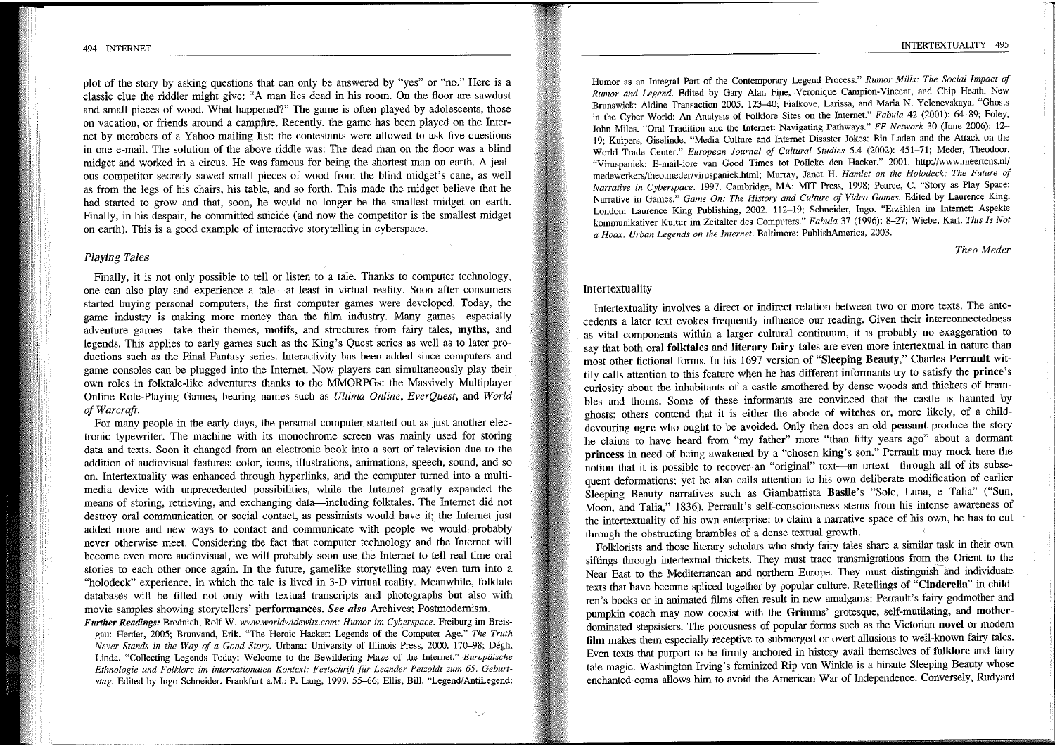plot of the story by asking questions that can only be answered by "yes" or "no." Here is a classic clue the riddler might give: "A man lies dead in his room. On the floor are sawdust and small pieces of wood. What happened?" The game is often played by adolescents, those on vacation, or friends around a campfire. Recently, the game has been played on the Internet by members of a Yahoo mailing list: the contestants were allowed to ask five questions in one e-mail. The solution of the above riddle was: The dead man on the floor was a blind midget and worked in a circus. He was famous for being the shortest man on earth. A jealous competitor secretly sawed small pieces of wood from the blind midget's cane, as well as from the legs of his chairs, his table, and so forth. This made the midget believe that he had started to grow and that, soon, he would no longer be the smallest midget on earth. Finally, in his despair, he committed suicide (and now the competitor is the smallest midget on earth). This is a good example of interactive storytelling in cyberspace.

### *Playing Tales*

Finally, it is not only possible to tell or listen to a tale. Thanks to computer technology, one can also play and experience a tale—at least in virtual reality. Soon after consumers started buying personal computers, the first computer games were developed. Today, the game industry is making more money than the film industry. Many games—especially adventure games—take their themes, **motifs**, and structures from fairy tales, **myths**, and legends. This applies to early games such as the King's Quest series as well as to later productions such as the Final Fantasy series. Interactivity has been added since computers and game consoles can be plugged into the Internet. Now players can simultaneously play their own roles in folktale-like adventures thanks to the MMORPGs: the Massively Multiplayer Online Role-Playing Games, bearing names such as *Ultima Online*, *EverQuest*, and *World of Warcraft*.

For many people in the early days, the personal computer started out as just another electronic typewriter. The machine with its monochrome screen was mainly used for storing data and texts. Soon it changed from an electronic book into a sort of television due to the addition of audiovisual features: color, icons, illustrations, animations, speech, sound, and so on. Intertextuality was enhanced through hyperlinks, and the computer turned into a multimedia device with unprecedented possibilities, while the Internet greatly expanded the means of storing, retrieving, and exchanging data—including folktales. The Internet did not destroy oral communication or social contact, as pessimists would have it; the Internet just added more and new ways to contact and communicate with people we would probably never otherwise meet. Considering the fact that computer technology and the Internet will become even more audiovisual, we will probably soon use the Internet to tell real-time oral stories to each other once again. In the future, gamelike storytelling may even turn into a "holodeck" experience, in which the tale is lived in 3-D virtual reality. Meanwhile, folktale databases will be filled not only with textual transcripts and photographs but also with movie samples showing storytellers' **performances**. ***See also*** Archives; Postmodernism.

***Further Readings:*** Brednich, Rolf W. *www.worldwidewitz.com: Humor im Cyberspace*. Freiburg im Breisgau: Herder, 2005; Brunvand, Erik. "The Heroic Hacker: Legends of the Computer Age." *The Truth Never Stands in the Way of a Good Story*. Urbana: University of Illinois Press, 2000. 170–98; Dégh, Linda. "Collecting Legends Today: Welcome to the Bewildering Maze of the Internet." *Europäische Ethnologie und Folklore im internationalen Kontext: Festschrift für Leander Petzoldt zum 65. Geburtstag*. Edited by Ingo Schneider. Frankfurt a.M.: P. Lang, 1999. 55–66; Ellis, Bill. "Legend/AntiLegend: Humor as an Integral Part of the Contemporary Legend Process." *Rumor Mills: The Social Impact of Rumor and Legend*. Edited by Gary Alan Fine, Veronique Campion-Vincent, and Chip Heath. New Brunswick: Aldine Transaction 2005. 123–40; Fialkove, Larissa, and Maria N. Yelenevskaya. "Ghosts in the Cyber World: An Analysis of Folklore Sites on the Internet." *Fabula* 42 (2001): 64–89; Foley, John Miles. "Oral Tradition and the Internet: Navigating Pathways." *FF Network* 30 (June 2006): 12–19; Kuipers, Giselinde. "Media Culture and Internet Disaster Jokes: Bin Laden and the Attack on the World Trade Center." *European Journal of Cultural Studies* 5.4 (2002): 451–71; Meder, Theodoor. "Viruspaniek: E-mail-lore van Good Times tot Polleke den Hacker." 2001. http://www.meertens.nl/medewerkers/theo.meder/viruspaniek.html; Murray, Janet H. *Hamlet on the Holodeck: The Future of Narrative in Cyberspace*. 1997. Cambridge, MA: MIT Press, 1998; Pearce, C. "Story as Play Space: Narrative in Games." *Game On: The History and Culture of Video Games*. Edited by Laurence King. London: Laurence King Publishing, 2002. 112–19; Schneider, Ingo. "Erzählen im Internet: Aspekte kommunikativer Kultur im Zeitalter des Computers." *Fabula* 37 (1996): 8–27; Wiebe, Karl. *This Is Not a Hoax: Urban Legends on the Internet*. Baltimore: PublishAmerica, 2003.

*Theo Meder*

## Intertextuality

Intertextuality involves a direct or indirect relation between two or more texts. The antecedents a later text evokes frequently influence our reading. Given their interconnectedness as vital components within a larger cultural continuum, it is probably no exaggeration to say that both oral **folktales** and **literary fairy tales** are even more intertextual in nature than most other fictional forms. In his 1697 version of "**Sleeping Beauty**," Charles **Perrault** wittily calls attention to this feature when he has different informants try to satisfy the **prince**'s curiosity about the inhabitants of a castle smothered by dense woods and thickets of brambles and thorns. Some of these informants are convinced that the castle is haunted by ghosts; others contend that it is either the abode of **witch**es or, more likely, of a child-devouring **ogre** who ought to be avoided. Only then does an old **peasant** produce the story he claims to have heard from "my father" more "than fifty years ago" about a dormant **princess** in need of being awakened by a "chosen **king**'s son." Perrault may mock here the notion that it is possible to recover an "original" text—an urtext—through all of its subsequent deformations; yet he also calls attention to his own deliberate modification of earlier Sleeping Beauty narratives such as Giambattista **Basile**'s "Sole, Luna, e Talia" ("Sun, Moon, and Talia," 1836). Perrault's self-consciousness stems from his intense awareness of the intertextuality of his own enterprise: to claim a narrative space of his own, he has to cut through the obstructing brambles of a dense textual growth.

Folklorists and those literary scholars who study fairy tales share a similar task in their own siftings through intertextual thickets. They must trace transmigrations from the Orient to the Near East to the Mediterranean and northern Europe. They must distinguish and individuate texts that have become spliced together by popular culture. Retellings of "**Cinderella**" in children's books or in animated films often result in new amalgams: Perrault's fairy godmother and pumpkin coach may now coexist with the **Grimms**' grotesque, self-mutilating, and **mother**-dominated stepsisters. The porousness of popular forms such as the Victorian **novel** or modern **film** makes them especially receptive to submerged or overt allusions to well-known fairy tales. Even texts that purport to be firmly anchored in history avail themselves of **folklore** and fairy tale magic. Washington Irving's feminized Rip van Winkle is a hirsute Sleeping Beauty whose enchanted coma allows him to avoid the American War of Independence. Conversely, Rudyard